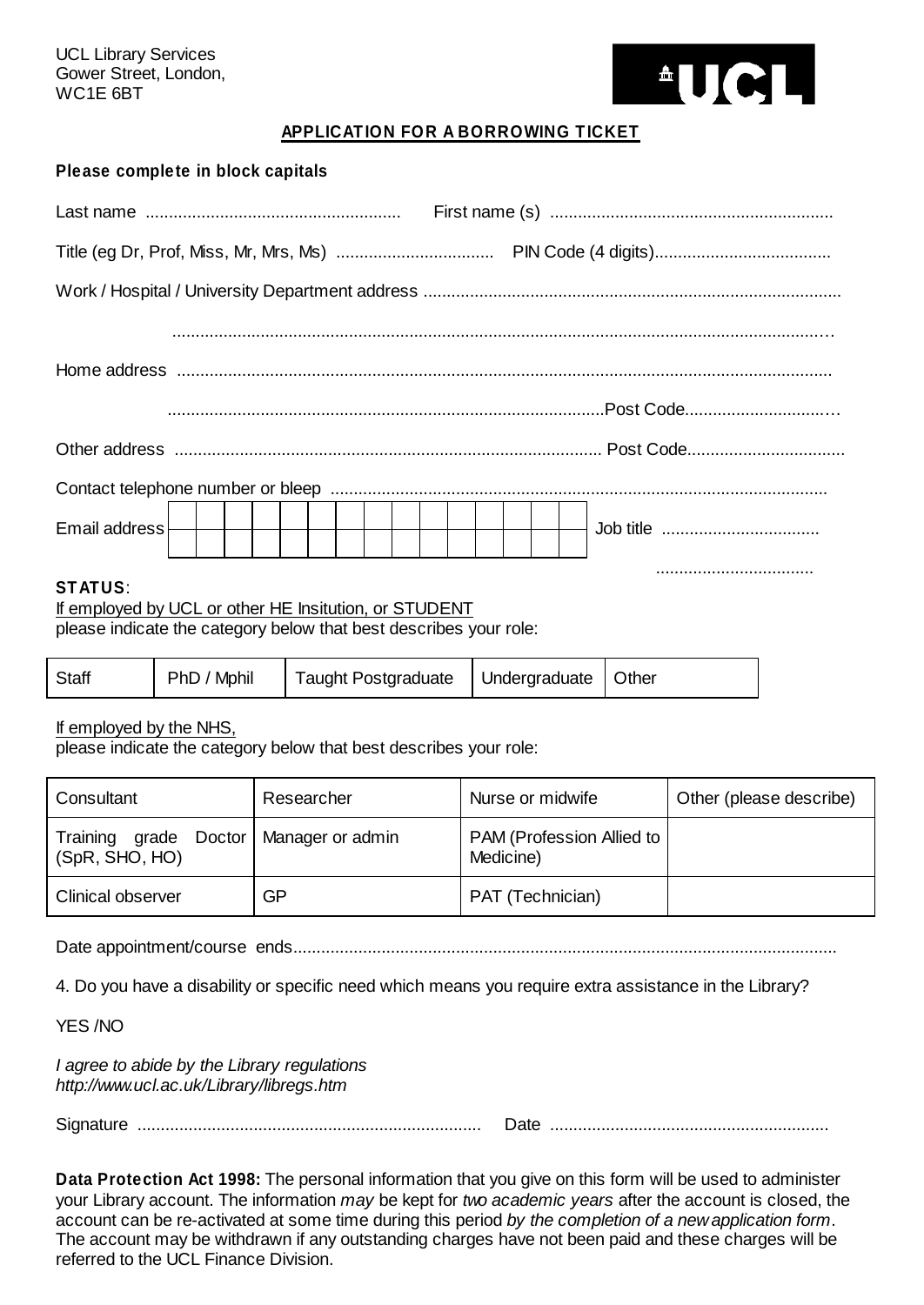UCL Library Services
Gower Street, London,
WC1E 6BT

UCL

## APPLICATION FOR A BORROWING TICKET

**Please complete in block capitals**

Last name ....................................................... First name (s) ............................................................

Title (eg Dr, Prof, Miss, Mr, Mrs, Ms) .................................. PIN Code (4 digits)......................................

Work / Hospital / University Department address .........................................................................................

..............................................................................................................................................

Home address ...........................................................................................................................................

.............................................................................................Post Code.................................

Other address ........................................................................................... Post Code..................................

Contact telephone number or bleep .........................................................................................................

Email address | | | | | | | | | | | | | | | | Job title ..................................

..................................

**STATUS**:

If employed by UCL or other HE Insitution, or STUDENT
please indicate the category below that best describes your role:

| Staff | PhD / Mphil | Taught Postgraduate | Undergraduate | Other |
|---|---|---|---|---|

If employed by the NHS,
please indicate the category below that best describes your role:

| Consultant | Researcher | Nurse or midwife | Other (please describe) |
|---|---|---|---|
| Training grade Doctor (SpR, SHO, HO) | Manager or admin | PAM (Profession Allied to Medicine) | |
| Clinical observer | GP | PAT (Technician) | |

Date appointment/course ends...................................................................................................................

4. Do you have a disability or specific need which means you require extra assistance in the Library?

YES /NO

*I agree to abide by the Library regulations*
*http://www.ucl.ac.uk/Library/libregs.htm*

Signature .......................................................................... Date ............................................................

**Data Protection Act 1998:** The personal information that you give on this form will be used to administer your Library account. The information *may* be kept for *two academic years* after the account is closed, the account can be re-activated at some time during this period *by the completion of a new application form*. The account may be withdrawn if any outstanding charges have not been paid and these charges will be referred to the UCL Finance Division.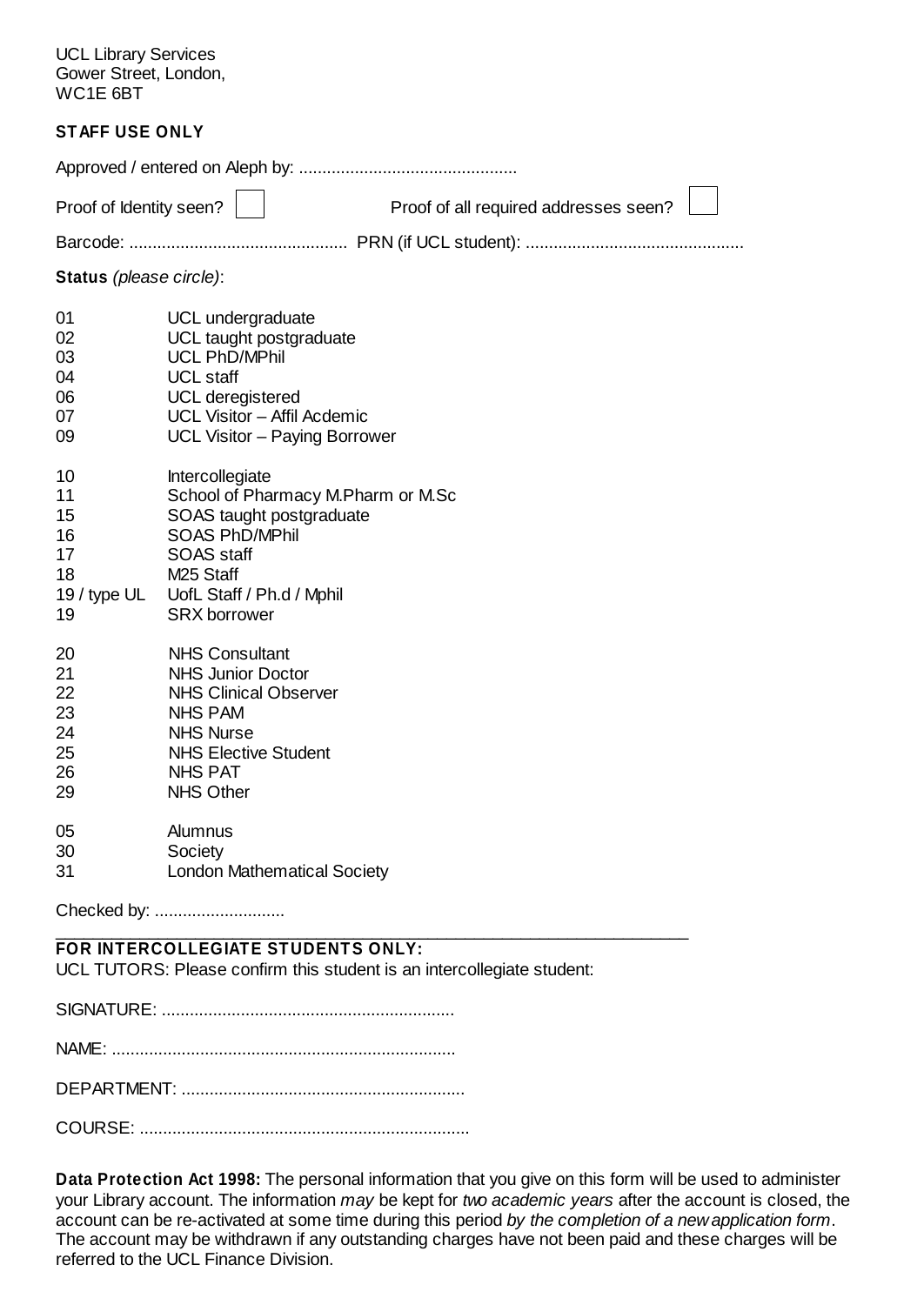UCL Library Services
Gower Street, London,
WC1E 6BT

**STAFF USE ONLY**

Approved / entered on Aleph by: ..............................................

Proof of Identity seen? ☐ Proof of all required addresses seen? ☐

Barcode: .............................................. PRN (if UCL student): ..............................................

**Status** *(please circle)*:

| | |
|---|---|
| 01 | UCL undergraduate |
| 02 | UCL taught postgraduate |
| 03 | UCL PhD/MPhil |
| 04 | UCL staff |
| 06 | UCL deregistered |
| 07 | UCL Visitor – Affil Acdemic |
| 09 | UCL Visitor – Paying Borrower |
| | |
| 10 | Intercollegiate |
| 11 | School of Pharmacy M.Pharm or M.Sc |
| 15 | SOAS taught postgraduate |
| 16 | SOAS PhD/MPhil |
| 17 | SOAS staff |
| 18 | M25 Staff |
| 19 / type UL | UofL Staff / Ph.d / Mphil |
| 19 | SRX borrower |
| | |
| 20 | NHS Consultant |
| 21 | NHS Junior Doctor |
| 22 | NHS Clinical Observer |
| 23 | NHS PAM |
| 24 | NHS Nurse |
| 25 | NHS Elective Student |
| 26 | NHS PAT |
| 29 | NHS Other |
| | |
| 05 | Alumnus |
| 30 | Society |
| 31 | London Mathematical Society |

Checked by: ............................

---

**FOR INTERCOLLEGIATE STUDENTS ONLY:**
UCL TUTORS: Please confirm this student is an intercollegiate student:

SIGNATURE: ..............................................................

NAME: ..........................................................................

DEPARTMENT: ............................................................

COURSE: .......................................................................

**Data Protection Act 1998:** The personal information that you give on this form will be used to administer your Library account. The information *may* be kept for *two academic years* after the account is closed, the account can be re-activated at some time during this period *by the completion of a new application form*. The account may be withdrawn if any outstanding charges have not been paid and these charges will be referred to the UCL Finance Division.